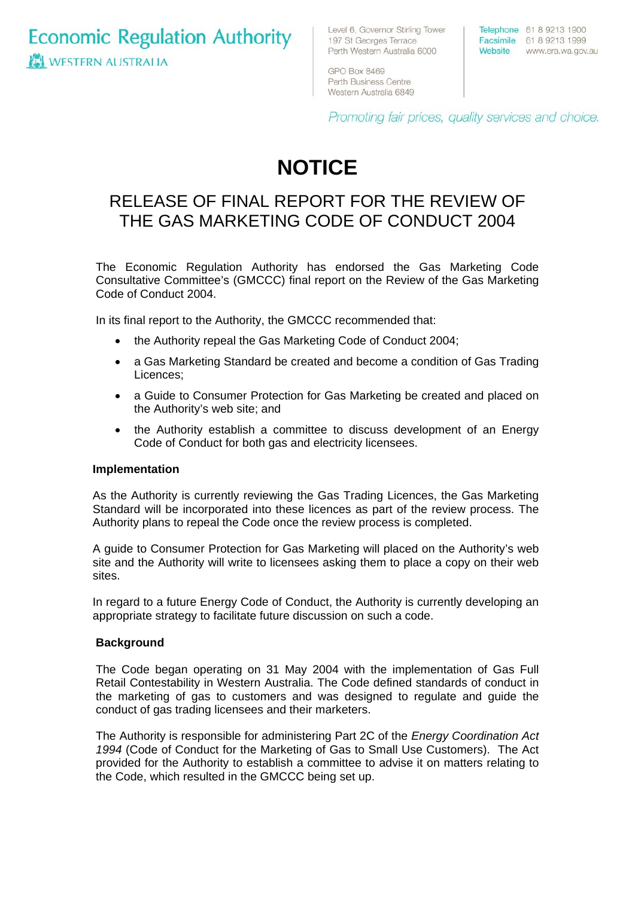Economic Regulation Authority
WESTERN AUSTRALIA

Level 6, Governor Stirling Tower
197 St Georges Terrace
Perth Western Australia 6000

GPO Box 8469
Perth Business Centre
Western Australia 6849

Telephone 61 8 9213 1900
Facsimile 61 8 9213 1999
Website www.era.wa.gov.au

*Promoting fair prices, quality services and choice.*

# NOTICE

## RELEASE OF FINAL REPORT FOR THE REVIEW OF THE GAS MARKETING CODE OF CONDUCT 2004

The Economic Regulation Authority has endorsed the Gas Marketing Code Consultative Committee's (GMCCC) final report on the Review of the Gas Marketing Code of Conduct 2004.

In its final report to the Authority, the GMCCC recommended that:

- the Authority repeal the Gas Marketing Code of Conduct 2004;
- a Gas Marketing Standard be created and become a condition of Gas Trading Licences;
- a Guide to Consumer Protection for Gas Marketing be created and placed on the Authority's web site; and
- the Authority establish a committee to discuss development of an Energy Code of Conduct for both gas and electricity licensees.

**Implementation**

As the Authority is currently reviewing the Gas Trading Licences, the Gas Marketing Standard will be incorporated into these licences as part of the review process. The Authority plans to repeal the Code once the review process is completed.

A guide to Consumer Protection for Gas Marketing will placed on the Authority's web site and the Authority will write to licensees asking them to place a copy on their web sites.

In regard to a future Energy Code of Conduct, the Authority is currently developing an appropriate strategy to facilitate future discussion on such a code.

**Background**

The Code began operating on 31 May 2004 with the implementation of Gas Full Retail Contestability in Western Australia. The Code defined standards of conduct in the marketing of gas to customers and was designed to regulate and guide the conduct of gas trading licensees and their marketers.

The Authority is responsible for administering Part 2C of the *Energy Coordination Act 1994* (Code of Conduct for the Marketing of Gas to Small Use Customers). The Act provided for the Authority to establish a committee to advise it on matters relating to the Code, which resulted in the GMCCC being set up.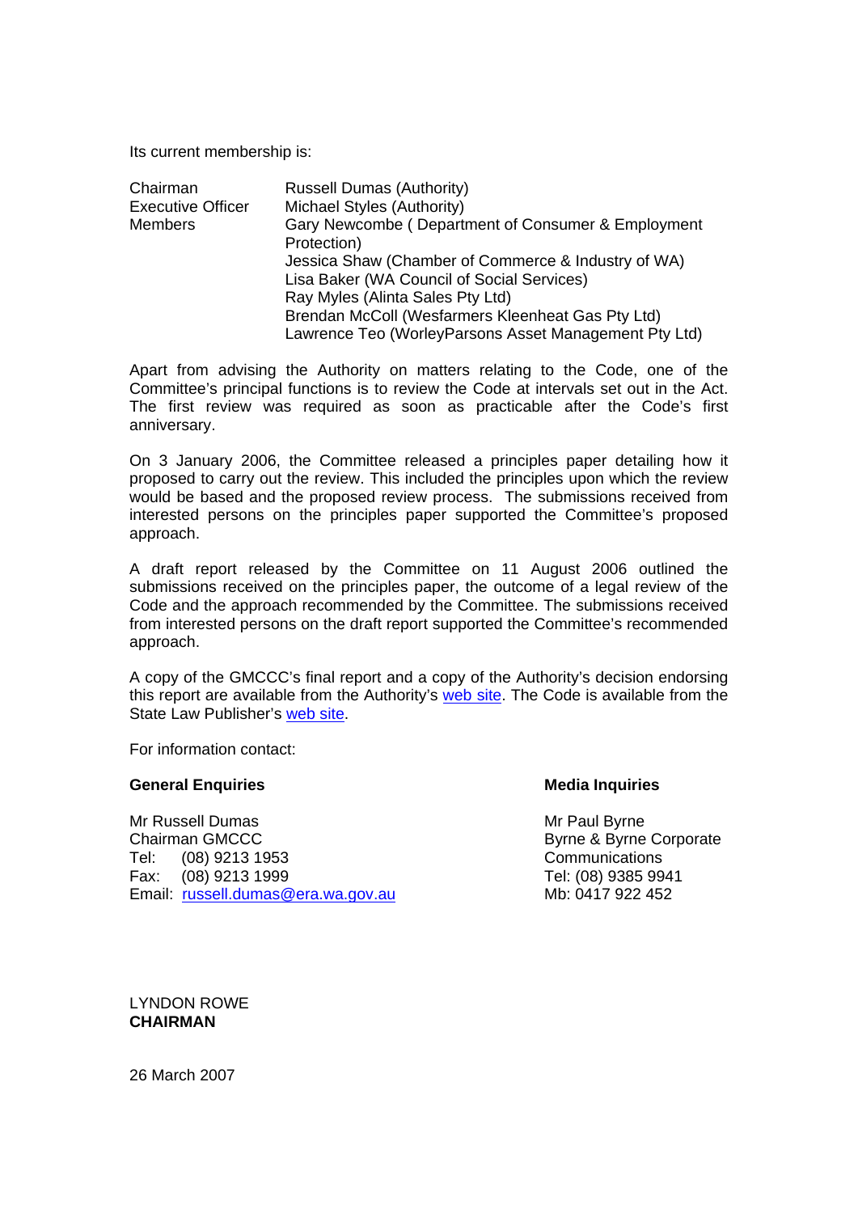Its current membership is:

| | |
|---|---|
| Chairman | Russell Dumas (Authority) |
| Executive Officer | Michael Styles (Authority) |
| Members | Gary Newcombe ( Department of Consumer & Employment Protection) |
| | Jessica Shaw (Chamber of Commerce & Industry of WA) |
| | Lisa Baker (WA Council of Social Services) |
| | Ray Myles (Alinta Sales Pty Ltd) |
| | Brendan McColl (Wesfarmers Kleenheat Gas Pty Ltd) |
| | Lawrence Teo (WorleyParsons Asset Management Pty Ltd) |

Apart from advising the Authority on matters relating to the Code, one of the Committee's principal functions is to review the Code at intervals set out in the Act. The first review was required as soon as practicable after the Code's first anniversary.

On 3 January 2006, the Committee released a principles paper detailing how it proposed to carry out the review. This included the principles upon which the review would be based and the proposed review process. The submissions received from interested persons on the principles paper supported the Committee's proposed approach.

A draft report released by the Committee on 11 August 2006 outlined the submissions received on the principles paper, the outcome of a legal review of the Code and the approach recommended by the Committee. The submissions received from interested persons on the draft report supported the Committee's recommended approach.

A copy of the GMCCC's final report and a copy of the Authority's decision endorsing this report are available from the Authority's web site. The Code is available from the State Law Publisher's web site.

For information contact:

**General Enquiries**

Mr Russell Dumas
Chairman GMCCC
Tel: (08) 9213 1953
Fax: (08) 9213 1999
Email: russell.dumas@era.wa.gov.au

**Media Inquiries**

Mr Paul Byrne
Byrne & Byrne Corporate Communications
Tel: (08) 9385 9941
Mb: 0417 922 452

LYNDON ROWE
**CHAIRMAN**

26 March 2007